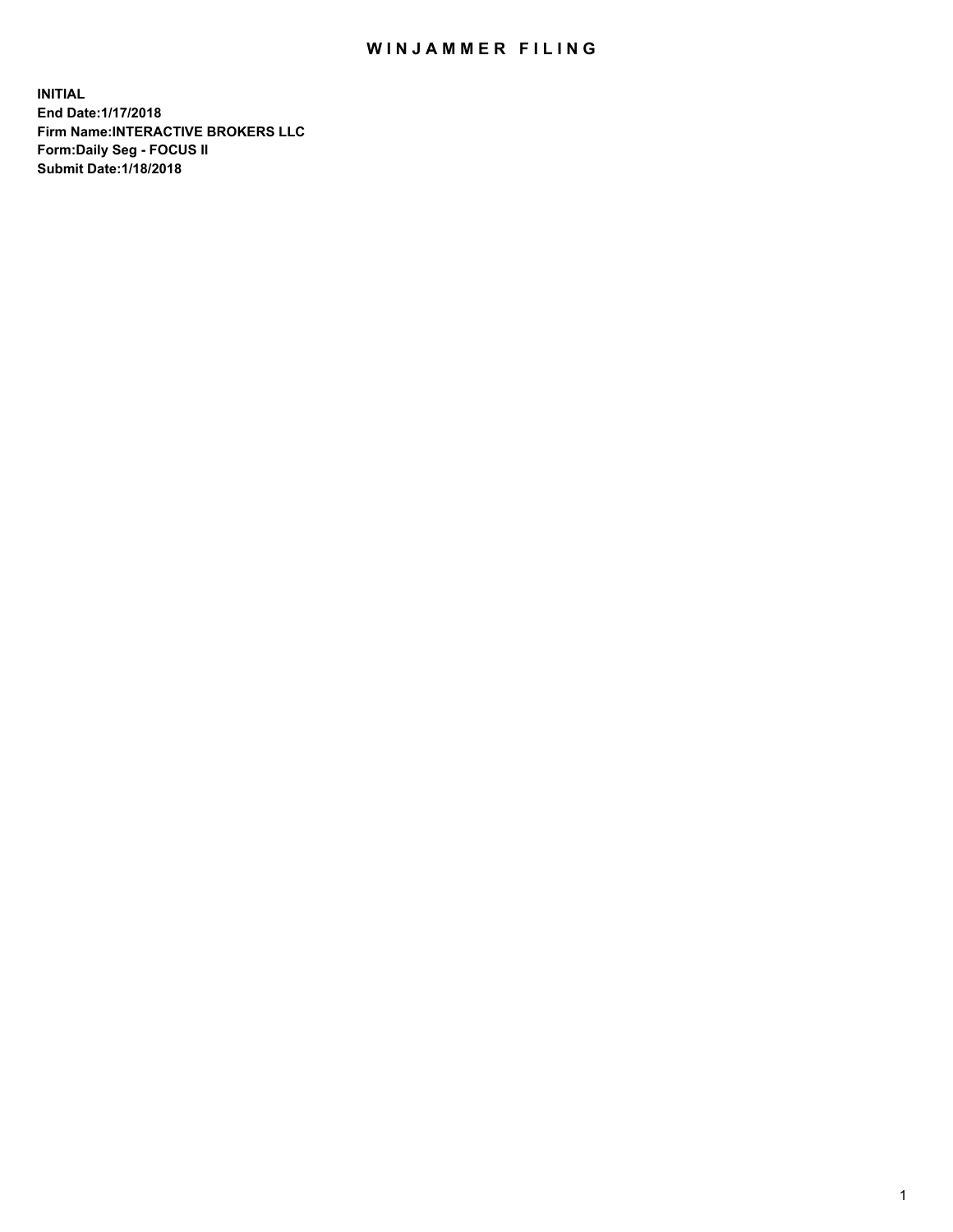# WINJAMMER FILING

**INITIAL**
**End Date:1/17/2018**
**Firm Name:INTERACTIVE BROKERS LLC**
**Form:Daily Seg - FOCUS II**
**Submit Date:1/18/2018**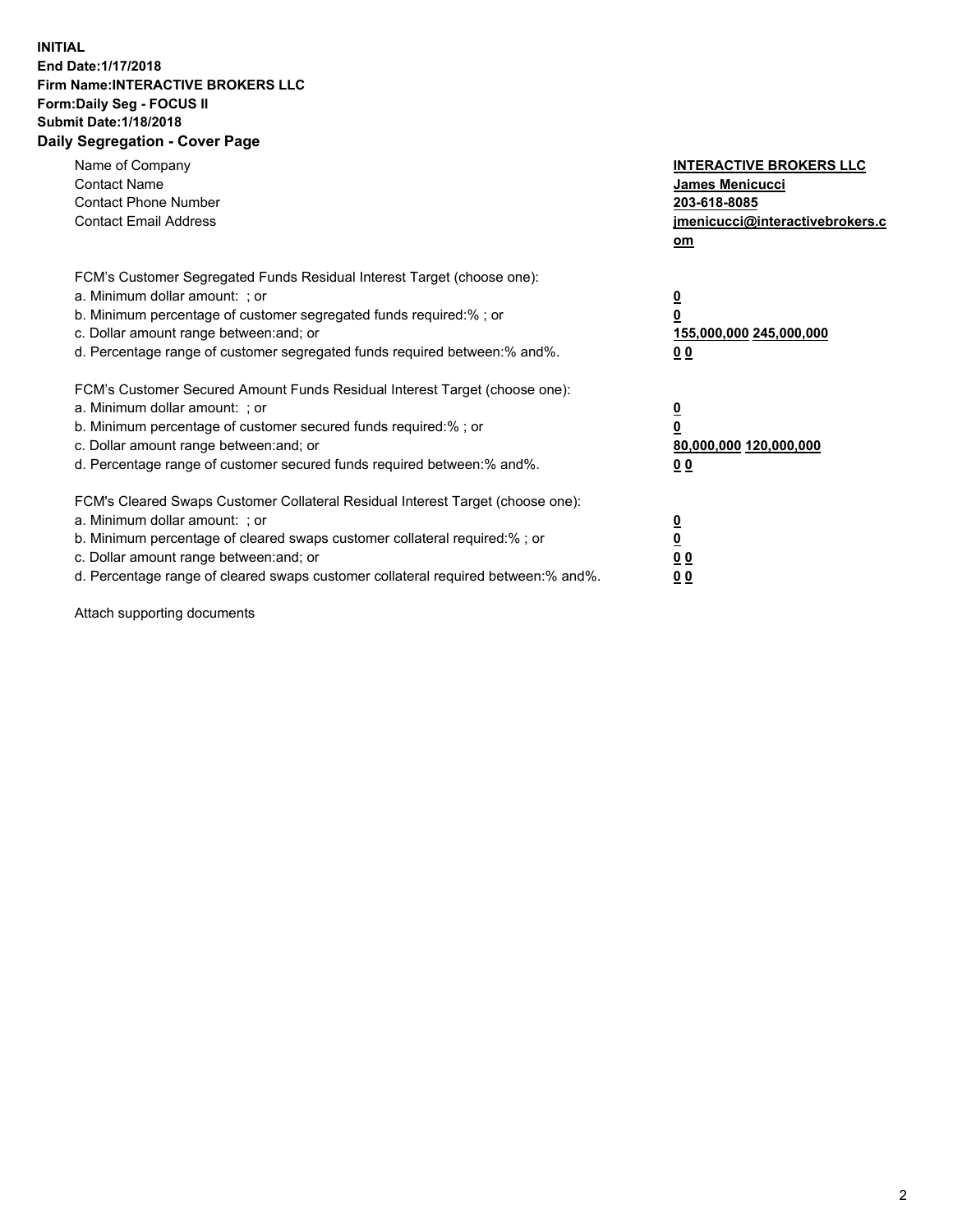**INITIAL**
**End Date:1/17/2018**
**Firm Name:INTERACTIVE BROKERS LLC**
**Form:Daily Seg - FOCUS II**
**Submit Date:1/18/2018**
**Daily Segregation - Cover Page**

| | |
|---|---|
| Name of Company | **INTERACTIVE BROKERS LLC** |
| Contact Name | **James Menicucci** |
| Contact Phone Number | **203-618-8085** |
| Contact Email Address | **jmenicucci@interactivebrokers.com** |

FCM's Customer Segregated Funds Residual Interest Target (choose one):

| | |
|---|---|
| a. Minimum dollar amount: ; or | **0** |
| b. Minimum percentage of customer segregated funds required:% ; or | **0** |
| c. Dollar amount range between:and; or | **155,000,000 245,000,000** |
| d. Percentage range of customer segregated funds required between:% and%. | **0 0** |

FCM's Customer Secured Amount Funds Residual Interest Target (choose one):

| | |
|---|---|
| a. Minimum dollar amount: ; or | **0** |
| b. Minimum percentage of customer secured funds required:% ; or | **0** |
| c. Dollar amount range between:and; or | **80,000,000 120,000,000** |
| d. Percentage range of customer secured funds required between:% and%. | **0 0** |

FCM's Cleared Swaps Customer Collateral Residual Interest Target (choose one):

| | |
|---|---|
| a. Minimum dollar amount: ; or | **0** |
| b. Minimum percentage of cleared swaps customer collateral required:% ; or | **0** |
| c. Dollar amount range between:and; or | **0 0** |
| d. Percentage range of cleared swaps customer collateral required between:% and%. | **0 0** |

Attach supporting documents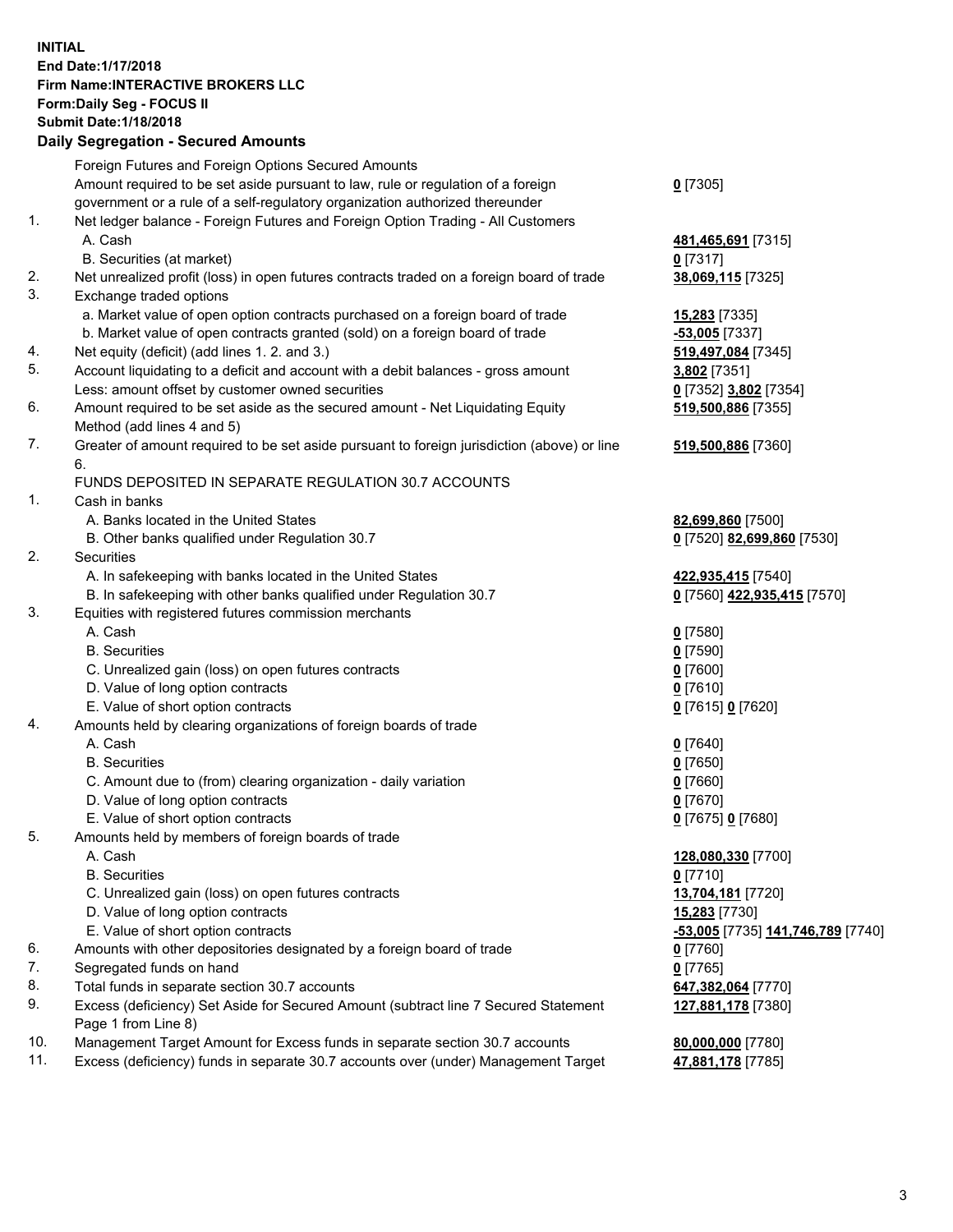**INITIAL**
**End Date:1/17/2018**
**Firm Name:INTERACTIVE BROKERS LLC**
**Form:Daily Seg - FOCUS II**
**Submit Date:1/18/2018**

## Daily Segregation - Secured Amounts

| | | |
|---|---|---|
| | Foreign Futures and Foreign Options Secured Amounts | |
| | Amount required to be set aside pursuant to law, rule or regulation of a foreign government or a rule of a self-regulatory organization authorized thereunder | **0** [7305] |
| 1. | Net ledger balance - Foreign Futures and Foreign Option Trading - All Customers | |
| | A. Cash | **481,465,691** [7315] |
| | B. Securities (at market) | **0** [7317] |
| 2. | Net unrealized profit (loss) in open futures contracts traded on a foreign board of trade | **38,069,115** [7325] |
| 3. | Exchange traded options | |
| | a. Market value of open option contracts purchased on a foreign board of trade | **15,283** [7335] |
| | b. Market value of open contracts granted (sold) on a foreign board of trade | **-53,005** [7337] |
| 4. | Net equity (deficit) (add lines 1. 2. and 3.) | **519,497,084** [7345] |
| 5. | Account liquidating to a deficit and account with a debit balances - gross amount | **3,802** [7351] |
| | Less: amount offset by customer owned securities | **0** [7352] **3,802** [7354] |
| 6. | Amount required to be set aside as the secured amount - Net Liquidating Equity Method (add lines 4 and 5) | **519,500,886** [7355] |
| 7. | Greater of amount required to be set aside pursuant to foreign jurisdiction (above) or line 6. | **519,500,886** [7360] |
| | FUNDS DEPOSITED IN SEPARATE REGULATION 30.7 ACCOUNTS | |
| 1. | Cash in banks | |
| | A. Banks located in the United States | **82,699,860** [7500] |
| | B. Other banks qualified under Regulation 30.7 | **0** [7520] **82,699,860** [7530] |
| 2. | Securities | |
| | A. In safekeeping with banks located in the United States | **422,935,415** [7540] |
| | B. In safekeeping with other banks qualified under Regulation 30.7 | **0** [7560] **422,935,415** [7570] |
| 3. | Equities with registered futures commission merchants | |
| | A. Cash | **0** [7580] |
| | B. Securities | **0** [7590] |
| | C. Unrealized gain (loss) on open futures contracts | **0** [7600] |
| | D. Value of long option contracts | **0** [7610] |
| | E. Value of short option contracts | **0** [7615] **0** [7620] |
| 4. | Amounts held by clearing organizations of foreign boards of trade | |
| | A. Cash | **0** [7640] |
| | B. Securities | **0** [7650] |
| | C. Amount due to (from) clearing organization - daily variation | **0** [7660] |
| | D. Value of long option contracts | **0** [7670] |
| | E. Value of short option contracts | **0** [7675] **0** [7680] |
| 5. | Amounts held by members of foreign boards of trade | |
| | A. Cash | **128,080,330** [7700] |
| | B. Securities | **0** [7710] |
| | C. Unrealized gain (loss) on open futures contracts | **13,704,181** [7720] |
| | D. Value of long option contracts | **15,283** [7730] |
| | E. Value of short option contracts | **-53,005** [7735] **141,746,789** [7740] |
| 6. | Amounts with other depositories designated by a foreign board of trade | **0** [7760] |
| 7. | Segregated funds on hand | **0** [7765] |
| 8. | Total funds in separate section 30.7 accounts | **647,382,064** [7770] |
| 9. | Excess (deficiency) Set Aside for Secured Amount (subtract line 7 Secured Statement Page 1 from Line 8) | **127,881,178** [7380] |
| 10. | Management Target Amount for Excess funds in separate section 30.7 accounts | **80,000,000** [7780] |
| 11. | Excess (deficiency) funds in separate 30.7 accounts over (under) Management Target | **47,881,178** [7785] |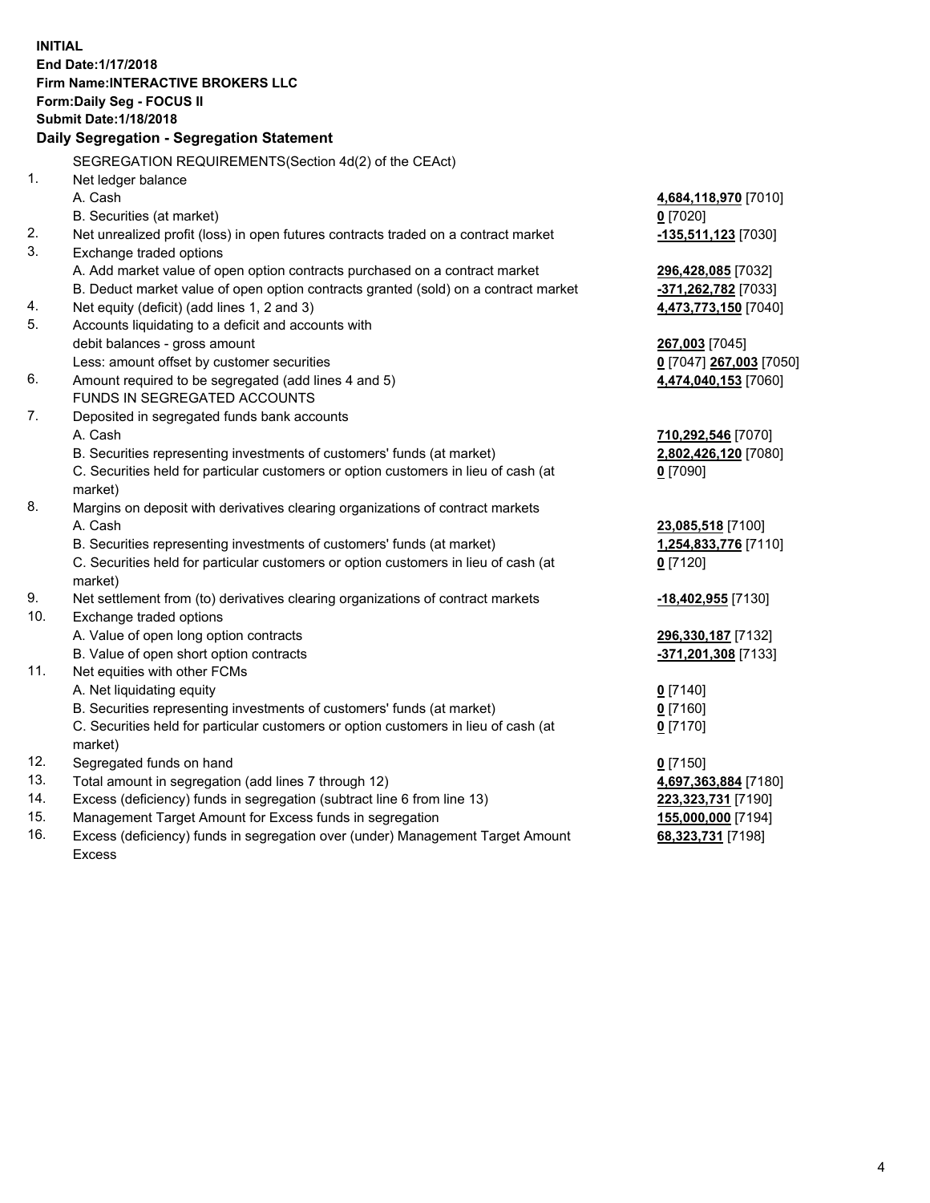**INITIAL**
**End Date:1/17/2018**
**Firm Name:INTERACTIVE BROKERS LLC**
**Form:Daily Seg - FOCUS II**
**Submit Date:1/18/2018**
**Daily Segregation - Segregation Statement**

| | | |
|---|---|---|
| | SEGREGATION REQUIREMENTS(Section 4d(2) of the CEAct) | |
| 1. | Net ledger balance | |
| | A. Cash | **4,684,118,970** [7010] |
| | B. Securities (at market) | **0** [7020] |
| 2. | Net unrealized profit (loss) in open futures contracts traded on a contract market | **-135,511,123** [7030] |
| 3. | Exchange traded options | |
| | A. Add market value of open option contracts purchased on a contract market | **296,428,085** [7032] |
| | B. Deduct market value of open option contracts granted (sold) on a contract market | **-371,262,782** [7033] |
| 4. | Net equity (deficit) (add lines 1, 2 and 3) | **4,473,773,150** [7040] |
| 5. | Accounts liquidating to a deficit and accounts with | |
| | debit balances - gross amount | **267,003** [7045] |
| | Less: amount offset by customer securities | **0** [7047] **267,003** [7050] |
| 6. | Amount required to be segregated (add lines 4 and 5) | **4,474,040,153** [7060] |
| | FUNDS IN SEGREGATED ACCOUNTS | |
| 7. | Deposited in segregated funds bank accounts | |
| | A. Cash | **710,292,546** [7070] |
| | B. Securities representing investments of customers' funds (at market) | **2,802,426,120** [7080] |
| | C. Securities held for particular customers or option customers in lieu of cash (at market) | **0** [7090] |
| 8. | Margins on deposit with derivatives clearing organizations of contract markets | |
| | A. Cash | **23,085,518** [7100] |
| | B. Securities representing investments of customers' funds (at market) | **1,254,833,776** [7110] |
| | C. Securities held for particular customers or option customers in lieu of cash (at market) | **0** [7120] |
| 9. | Net settlement from (to) derivatives clearing organizations of contract markets | **-18,402,955** [7130] |
| 10. | Exchange traded options | |
| | A. Value of open long option contracts | **296,330,187** [7132] |
| | B. Value of open short option contracts | **-371,201,308** [7133] |
| 11. | Net equities with other FCMs | |
| | A. Net liquidating equity | **0** [7140] |
| | B. Securities representing investments of customers' funds (at market) | **0** [7160] |
| | C. Securities held for particular customers or option customers in lieu of cash (at market) | **0** [7170] |
| 12. | Segregated funds on hand | **0** [7150] |
| 13. | Total amount in segregation (add lines 7 through 12) | **4,697,363,884** [7180] |
| 14. | Excess (deficiency) funds in segregation (subtract line 6 from line 13) | **223,323,731** [7190] |
| 15. | Management Target Amount for Excess funds in segregation | **155,000,000** [7194] |
| 16. | Excess (deficiency) funds in segregation over (under) Management Target Amount Excess | **68,323,731** [7198] |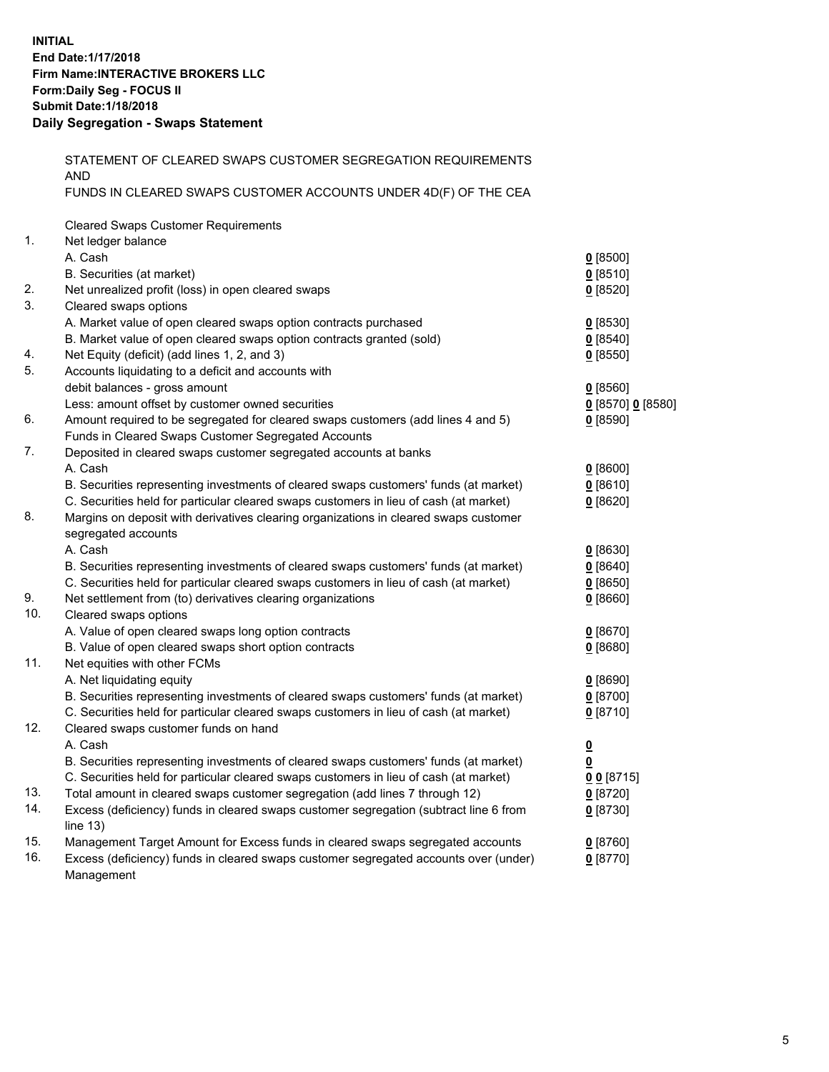**INITIAL**
**End Date:1/17/2018**
**Firm Name:INTERACTIVE BROKERS LLC**
**Form:Daily Seg - FOCUS II**
**Submit Date:1/18/2018**
**Daily Segregation - Swaps Statement**

STATEMENT OF CLEARED SWAPS CUSTOMER SEGREGATION REQUIREMENTS AND FUNDS IN CLEARED SWAPS CUSTOMER ACCOUNTS UNDER 4D(F) OF THE CEA

| | | |
|---|---|---|
| | Cleared Swaps Customer Requirements | |
| 1. | Net ledger balance | |
| | A. Cash | 0 [8500] |
| | B. Securities (at market) | 0 [8510] |
| 2. | Net unrealized profit (loss) in open cleared swaps | 0 [8520] |
| 3. | Cleared swaps options | |
| | A. Market value of open cleared swaps option contracts purchased | 0 [8530] |
| | B. Market value of open cleared swaps option contracts granted (sold) | 0 [8540] |
| 4. | Net Equity (deficit) (add lines 1, 2, and 3) | 0 [8550] |
| 5. | Accounts liquidating to a deficit and accounts with debit balances - gross amount | 0 [8560] |
| | Less: amount offset by customer owned securities | 0 [8570] 0 [8580] |
| 6. | Amount required to be segregated for cleared swaps customers (add lines 4 and 5) | 0 [8590] |
| | Funds in Cleared Swaps Customer Segregated Accounts | |
| 7. | Deposited in cleared swaps customer segregated accounts at banks | |
| | A. Cash | 0 [8600] |
| | B. Securities representing investments of cleared swaps customers' funds (at market) | 0 [8610] |
| | C. Securities held for particular cleared swaps customers in lieu of cash (at market) | 0 [8620] |
| 8. | Margins on deposit with derivatives clearing organizations in cleared swaps customer segregated accounts | |
| | A. Cash | 0 [8630] |
| | B. Securities representing investments of cleared swaps customers' funds (at market) | 0 [8640] |
| | C. Securities held for particular cleared swaps customers in lieu of cash (at market) | 0 [8650] |
| 9. | Net settlement from (to) derivatives clearing organizations | 0 [8660] |
| 10. | Cleared swaps options | |
| | A. Value of open cleared swaps long option contracts | 0 [8670] |
| | B. Value of open cleared swaps short option contracts | 0 [8680] |
| 11. | Net equities with other FCMs | |
| | A. Net liquidating equity | 0 [8690] |
| | B. Securities representing investments of cleared swaps customers' funds (at market) | 0 [8700] |
| | C. Securities held for particular cleared swaps customers in lieu of cash (at market) | 0 [8710] |
| 12. | Cleared swaps customer funds on hand | |
| | A. Cash | 0 |
| | B. Securities representing investments of cleared swaps customers' funds (at market) | 0 |
| | C. Securities held for particular cleared swaps customers in lieu of cash (at market) | 0 0 [8715] |
| 13. | Total amount in cleared swaps customer segregation (add lines 7 through 12) | 0 [8720] |
| 14. | Excess (deficiency) funds in cleared swaps customer segregation (subtract line 6 from line 13) | 0 [8730] |
| 15. | Management Target Amount for Excess funds in cleared swaps segregated accounts | 0 [8760] |
| 16. | Excess (deficiency) funds in cleared swaps customer segregated accounts over (under) Management | 0 [8770] |